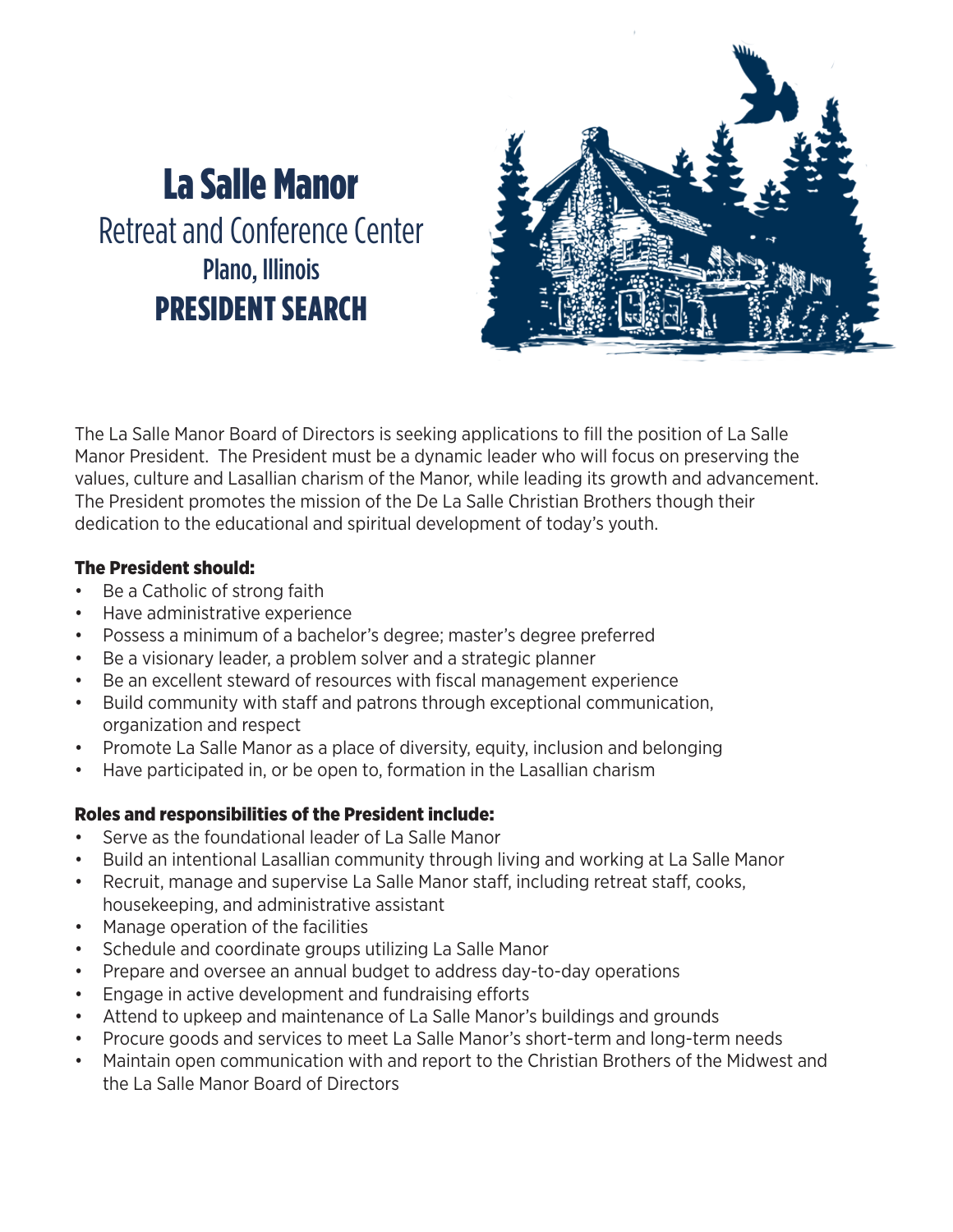# La Salle Manor

## Retreat and Conference Center

### Plano, Illinois

## PRESIDENT SEARCH

The La Salle Manor Board of Directors is seeking applications to fill the position of La Salle Manor President. The President must be a dynamic leader who will focus on preserving the values, culture and Lasallian charism of the Manor, while leading its growth and advancement. The President promotes the mission of the De La Salle Christian Brothers though their dedication to the educational and spiritual development of today's youth.

### The President should:

- Be a Catholic of strong faith
- Have administrative experience
- Possess a minimum of a bachelor's degree; master's degree preferred
- Be a visionary leader, a problem solver and a strategic planner
- Be an excellent steward of resources with fiscal management experience
- Build community with staff and patrons through exceptional communication, organization and respect
- Promote La Salle Manor as a place of diversity, equity, inclusion and belonging
- Have participated in, or be open to, formation in the Lasallian charism

### Roles and responsibilities of the President include:

- Serve as the foundational leader of La Salle Manor
- Build an intentional Lasallian community through living and working at La Salle Manor
- Recruit, manage and supervise La Salle Manor staff, including retreat staff, cooks, housekeeping, and administrative assistant
- Manage operation of the facilities
- Schedule and coordinate groups utilizing La Salle Manor
- Prepare and oversee an annual budget to address day-to-day operations
- Engage in active development and fundraising efforts
- Attend to upkeep and maintenance of La Salle Manor's buildings and grounds
- Procure goods and services to meet La Salle Manor's short-term and long-term needs
- Maintain open communication with and report to the Christian Brothers of the Midwest and the La Salle Manor Board of Directors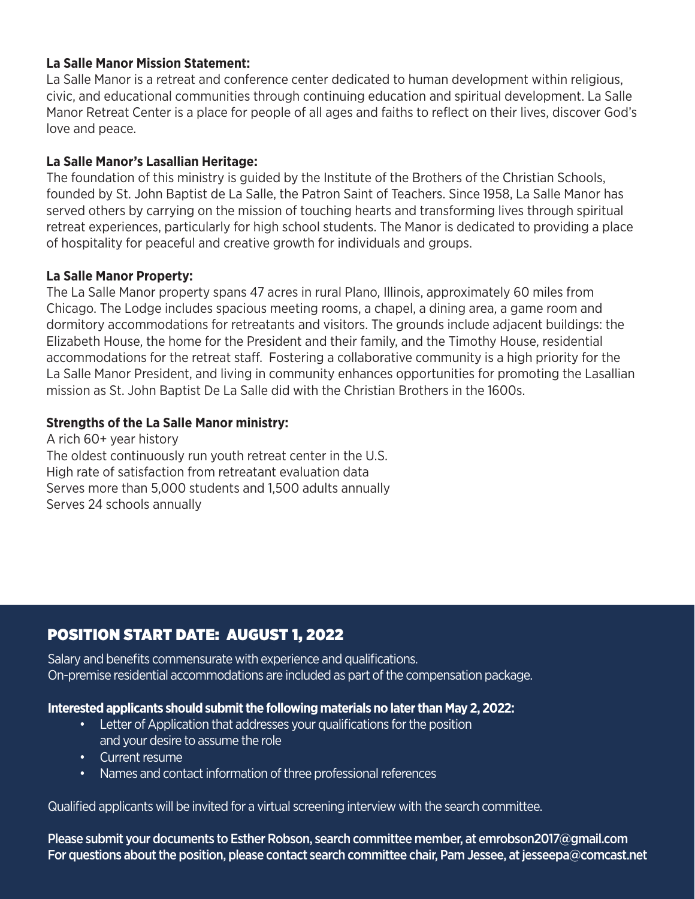**La Salle Manor Mission Statement:**
La Salle Manor is a retreat and conference center dedicated to human development within religious, civic, and educational communities through continuing education and spiritual development. La Salle Manor Retreat Center is a place for people of all ages and faiths to reflect on their lives, discover God's love and peace.

**La Salle Manor's Lasallian Heritage:**
The foundation of this ministry is guided by the Institute of the Brothers of the Christian Schools, founded by St. John Baptist de La Salle, the Patron Saint of Teachers. Since 1958, La Salle Manor has served others by carrying on the mission of touching hearts and transforming lives through spiritual retreat experiences, particularly for high school students. The Manor is dedicated to providing a place of hospitality for peaceful and creative growth for individuals and groups.

**La Salle Manor Property:**
The La Salle Manor property spans 47 acres in rural Plano, Illinois, approximately 60 miles from Chicago. The Lodge includes spacious meeting rooms, a chapel, a dining area, a game room and dormitory accommodations for retreatants and visitors. The grounds include adjacent buildings: the Elizabeth House, the home for the President and their family, and the Timothy House, residential accommodations for the retreat staff. Fostering a collaborative community is a high priority for the La Salle Manor President, and living in community enhances opportunities for promoting the Lasallian mission as St. John Baptist De La Salle did with the Christian Brothers in the 1600s.

**Strengths of the La Salle Manor ministry:**
A rich 60+ year history
The oldest continuously run youth retreat center in the U.S.
High rate of satisfaction from retreatant evaluation data
Serves more than 5,000 students and 1,500 adults annually
Serves 24 schools annually

## POSITION START DATE: AUGUST 1, 2022

Salary and benefits commensurate with experience and qualifications.
On-premise residential accommodations are included as part of the compensation package.

**Interested applicants should submit the following materials no later than May 2, 2022:**

- Letter of Application that addresses your qualifications for the position and your desire to assume the role
- Current resume
- Names and contact information of three professional references

Qualified applicants will be invited for a virtual screening interview with the search committee.

**Please submit your documents to Esther Robson, search committee member, at emrobson2017@gmail.com**
**For questions about the position, please contact search committee chair, Pam Jessee, at jesseepa@comcast.net**